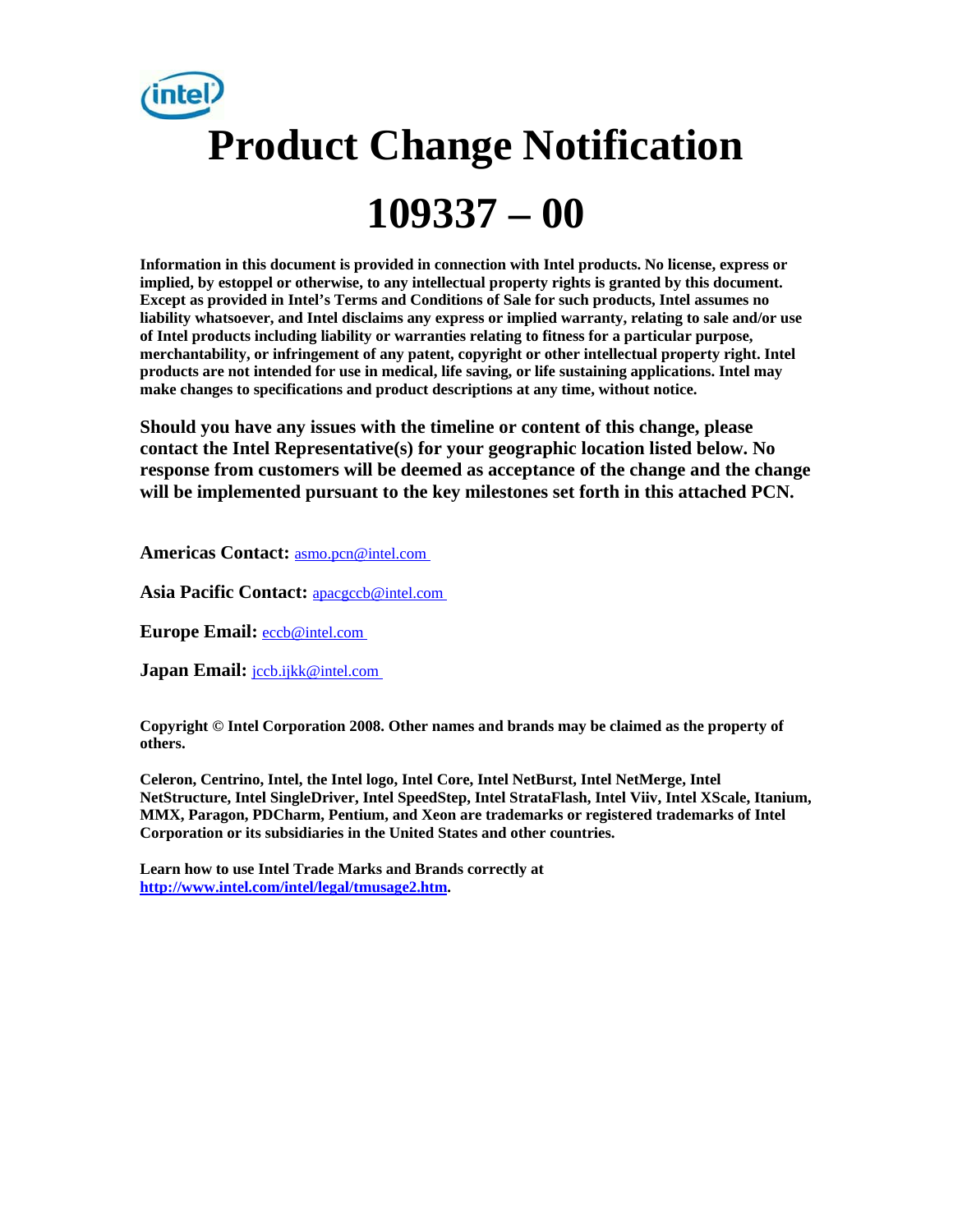# Product Change Notification

# 109337 – 00

**Information in this document is provided in connection with Intel products. No license, express or implied, by estoppel or otherwise, to any intellectual property rights is granted by this document. Except as provided in Intel's Terms and Conditions of Sale for such products, Intel assumes no liability whatsoever, and Intel disclaims any express or implied warranty, relating to sale and/or use of Intel products including liability or warranties relating to fitness for a particular purpose, merchantability, or infringement of any patent, copyright or other intellectual property right. Intel products are not intended for use in medical, life saving, or life sustaining applications. Intel may make changes to specifications and product descriptions at any time, without notice.**

**Should you have any issues with the timeline or content of this change, please contact the Intel Representative(s) for your geographic location listed below. No response from customers will be deemed as acceptance of the change and the change will be implemented pursuant to the key milestones set forth in this attached PCN.**

**Americas Contact:** asmo.pcn@intel.com

**Asia Pacific Contact:** apacgccb@intel.com

**Europe Email:** eccb@intel.com

**Japan Email:** jccb.ijkk@intel.com

**Copyright © Intel Corporation 2008. Other names and brands may be claimed as the property of others.**

**Celeron, Centrino, Intel, the Intel logo, Intel Core, Intel NetBurst, Intel NetMerge, Intel NetStructure, Intel SingleDriver, Intel SpeedStep, Intel StrataFlash, Intel Viiv, Intel XScale, Itanium, MMX, Paragon, PDCharm, Pentium, and Xeon are trademarks or registered trademarks of Intel Corporation or its subsidiaries in the United States and other countries.**

**Learn how to use Intel Trade Marks and Brands correctly at http://www.intel.com/intel/legal/tmusage2.htm.**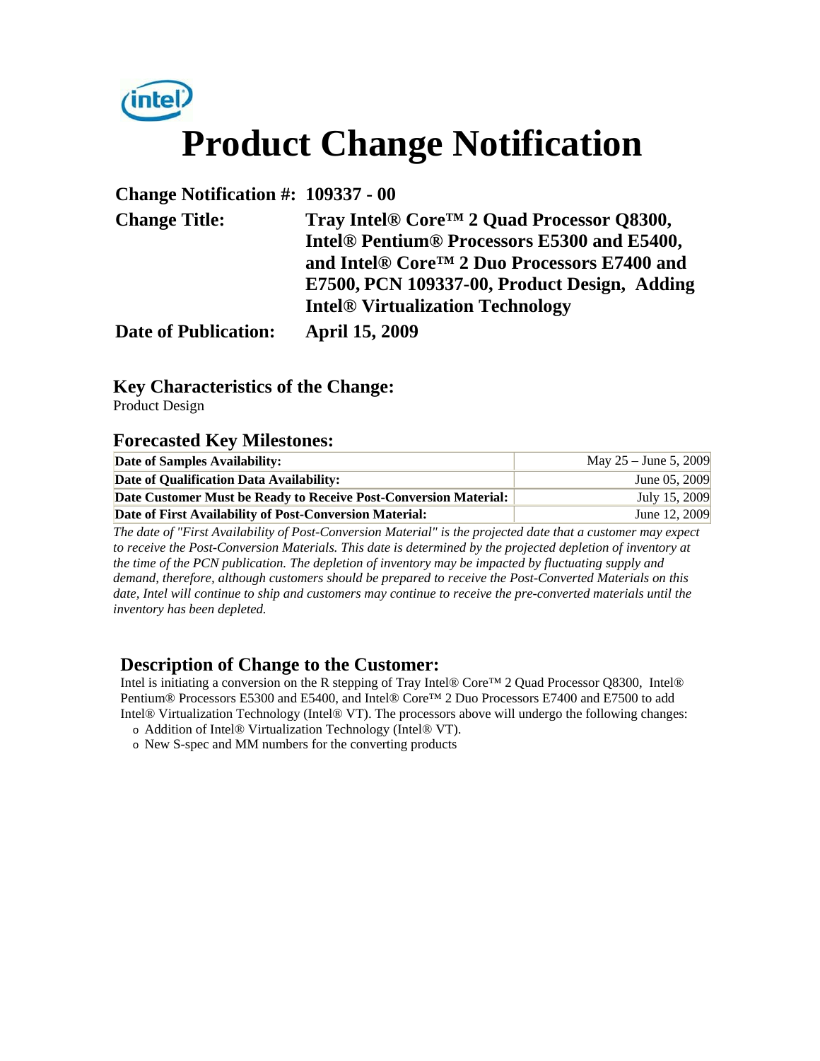# Product Change Notification

**Change Notification #:** 109337 - 00

**Change Title:** Tray Intel® Core™ 2 Quad Processor Q8300, Intel® Pentium® Processors E5300 and E5400, and Intel® Core™ 2 Duo Processors E7400 and E7500, PCN 109337-00, Product Design, Adding Intel® Virtualization Technology

**Date of Publication:** April 15, 2009

## Key Characteristics of the Change:

Product Design

## Forecasted Key Milestones:

| | |
|---|---|
| **Date of Samples Availability:** | May 25 – June 5, 2009 |
| **Date of Qualification Data Availability:** | June 05, 2009 |
| **Date Customer Must be Ready to Receive Post-Conversion Material:** | July 15, 2009 |
| **Date of First Availability of Post-Conversion Material:** | June 12, 2009 |

*The date of "First Availability of Post-Conversion Material" is the projected date that a customer may expect to receive the Post-Conversion Materials. This date is determined by the projected depletion of inventory at the time of the PCN publication. The depletion of inventory may be impacted by fluctuating supply and demand, therefore, although customers should be prepared to receive the Post-Converted Materials on this date, Intel will continue to ship and customers may continue to receive the pre-converted materials until the inventory has been depleted.*

## Description of Change to the Customer:

Intel is initiating a conversion on the R stepping of Tray Intel® Core™ 2 Quad Processor Q8300, Intel® Pentium® Processors E5300 and E5400, and Intel® Core™ 2 Duo Processors E7400 and E7500 to add Intel® Virtualization Technology (Intel® VT). The processors above will undergo the following changes:

- Addition of Intel® Virtualization Technology (Intel® VT).
- New S-spec and MM numbers for the converting products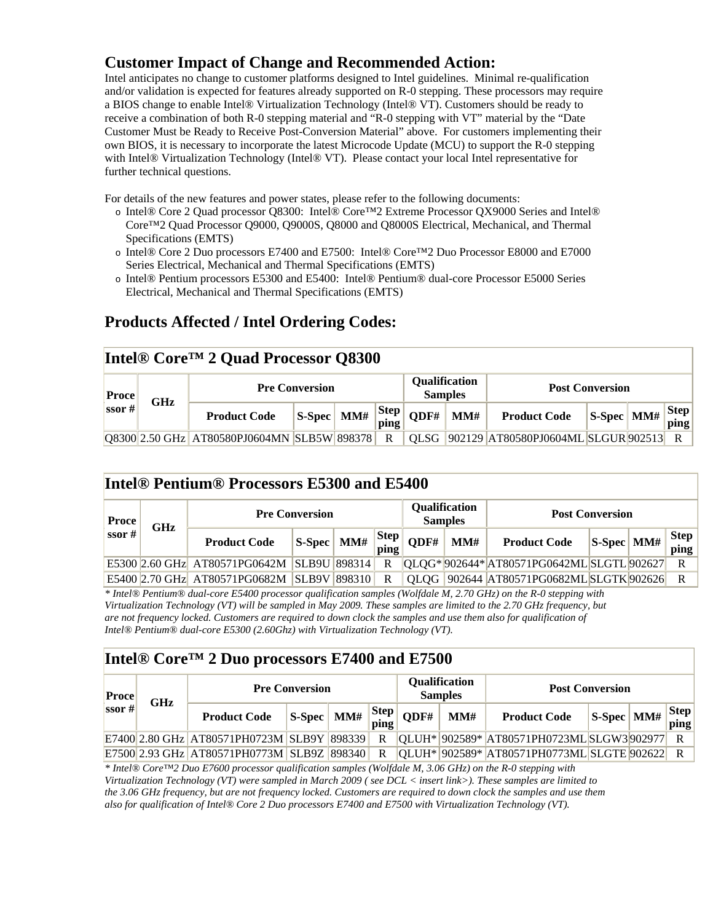## Customer Impact of Change and Recommended Action:

Intel anticipates no change to customer platforms designed to Intel guidelines. Minimal re-qualification and/or validation is expected for features already supported on R-0 stepping. These processors may require a BIOS change to enable Intel® Virtualization Technology (Intel® VT). Customers should be ready to receive a combination of both R-0 stepping material and "R-0 stepping with VT" material by the "Date Customer Must be Ready to Receive Post-Conversion Material" above. For customers implementing their own BIOS, it is necessary to incorporate the latest Microcode Update (MCU) to support the R-0 stepping with Intel® Virtualization Technology (Intel® VT). Please contact your local Intel representative for further technical questions.

For details of the new features and power states, please refer to the following documents:

- Intel® Core 2 Quad processor Q8300: Intel® Core™2 Extreme Processor QX9000 Series and Intel® Core™2 Quad Processor Q9000, Q9000S, Q8000 and Q8000S Electrical, Mechanical, and Thermal Specifications (EMTS)
- Intel® Core 2 Duo processors E7400 and E7500: Intel® Core™2 Duo Processor E8000 and E7000 Series Electrical, Mechanical and Thermal Specifications (EMTS)
- Intel® Pentium processors E5300 and E5400: Intel® Pentium® dual-core Processor E5000 Series Electrical, Mechanical and Thermal Specifications (EMTS)

## Products Affected / Intel Ordering Codes:

**Intel® Core™ 2 Quad Processor Q8300**

| Processor # | GHz | Pre Conversion | | | | Qualification Samples | | Post Conversion | | | |
|---|---|---|---|---|---|---|---|---|---|---|---|
| | | Product Code | S-Spec | MM# | Stepping | QDF# | MM# | Product Code | S-Spec | MM# | Stepping |
| Q8300 | 2.50 GHz | AT80580PJ0604MN | SLB5W | 898378 | R | QLSG | 902129 | AT80580PJ0604ML | SLGUR | 902513 | R |

**Intel® Pentium® Processors E5300 and E5400**

| Processor # | GHz | Pre Conversion | | | | Qualification Samples | | Post Conversion | | | |
|---|---|---|---|---|---|---|---|---|---|---|---|
| | | Product Code | S-Spec | MM# | Stepping | QDF# | MM# | Product Code | S-Spec | MM# | Stepping |
| E5300 | 2.60 GHz | AT80571PG0642M | SLB9U | 898314 | R | QLQG* | 902644* | AT80571PG0642ML | SLGTL | 902627 | R |
| E5400 | 2.70 GHz | AT80571PG0682M | SLB9V | 898310 | R | QLQG | 902644 | AT80571PG0682ML | SLGTK | 902626 | R |

*\* Intel® Pentium® dual-core E5400 processor qualification samples (Wolfdale M, 2.70 GHz) on the R-0 stepping with Virtualization Technology (VT) will be sampled in May 2009. These samples are limited to the 2.70 GHz frequency, but are not frequency locked. Customers are required to down clock the samples and use them also for qualification of Intel® Pentium® dual-core E5300 (2.60Ghz) with Virtualization Technology (VT).*

**Intel® Core™ 2 Duo processors E7400 and E7500**

| Processor # | GHz | Pre Conversion | | | | Qualification Samples | | Post Conversion | | | |
|---|---|---|---|---|---|---|---|---|---|---|---|
| | | Product Code | S-Spec | MM# | Stepping | QDF# | MM# | Product Code | S-Spec | MM# | Stepping |
| E7400 | 2.80 GHz | AT80571PH0723M | SLB9Y | 898339 | R | QLUH* | 902589* | AT80571PH0723ML | SLGW3 | 902977 | R |
| E7500 | 2.93 GHz | AT80571PH0773M | SLB9Z | 898340 | R | QLUH* | 902589* | AT80571PH0773ML | SLGTE | 902622 | R |

*\* Intel® Core™2 Duo E7600 processor qualification samples (Wolfdale M, 3.06 GHz) on the R-0 stepping with Virtualization Technology (VT) were sampled in March 2009 ( see DCL < insert link>). These samples are limited to the 3.06 GHz frequency, but are not frequency locked. Customers are required to down clock the samples and use them also for qualification of Intel® Core 2 Duo processors E7400 and E7500 with Virtualization Technology (VT).*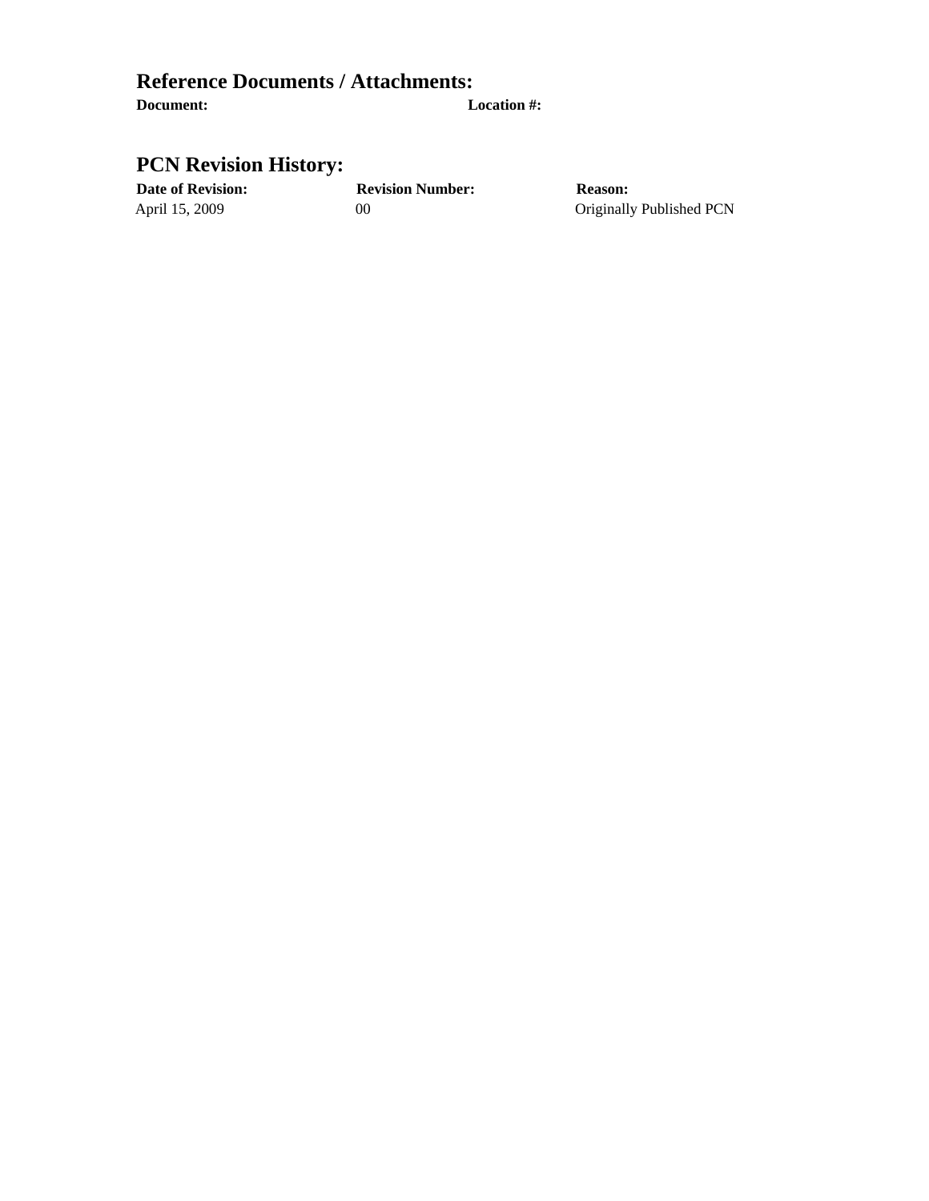## Reference Documents / Attachments:

| Document: | Location #: |
|---|---|

## PCN Revision History:

| Date of Revision: | Revision Number: | Reason: |
|---|---|---|
| April 15, 2009 | 00 | Originally Published PCN |